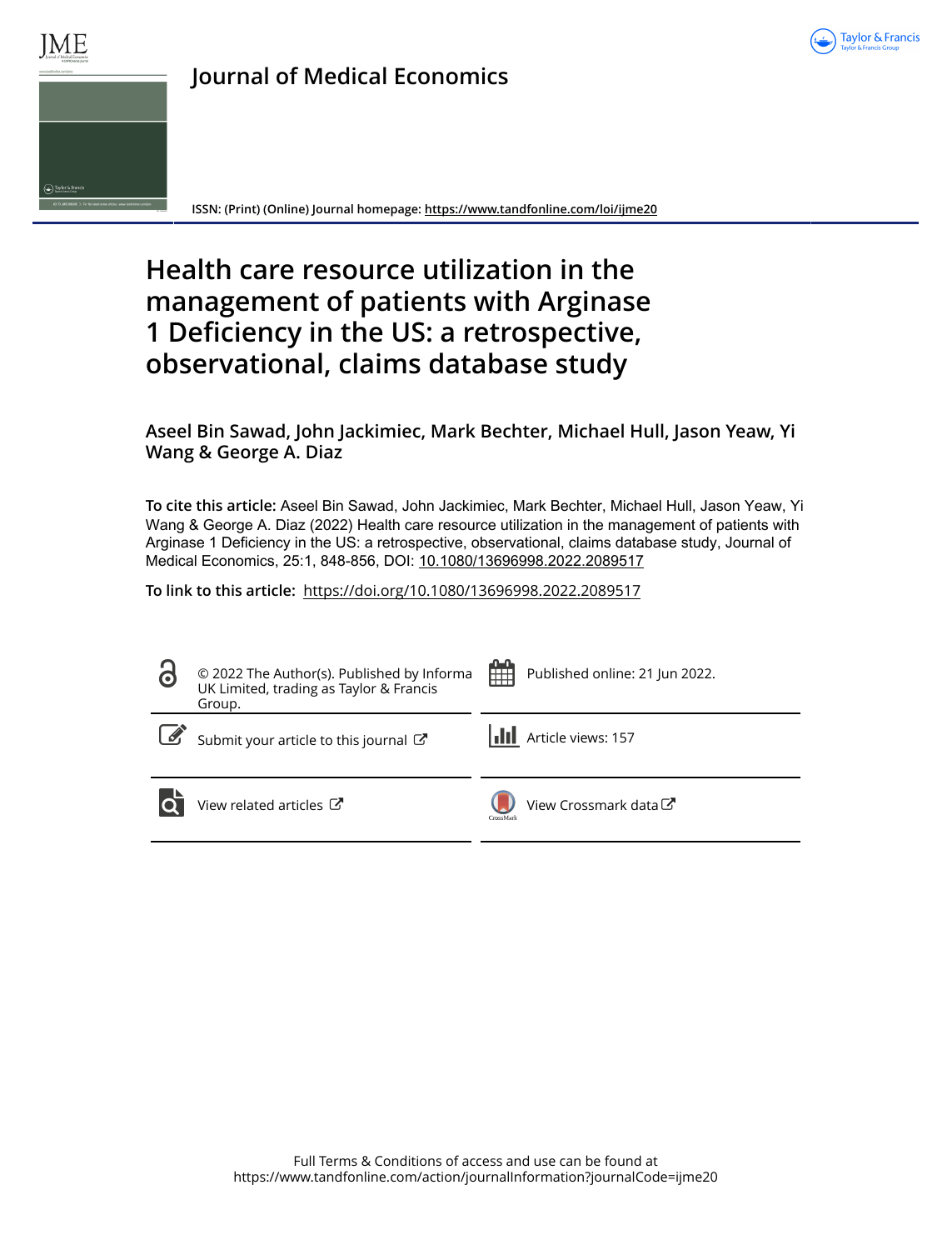# Journal of Medical Economics

ISSN: (Print) (Online) Journal homepage: https://www.tandfonline.com/loi/ijme20

# Health care resource utilization in the management of patients with Arginase 1 Deficiency in the US: a retrospective, observational, claims database study

**Aseel Bin Sawad, John Jackimiec, Mark Bechter, Michael Hull, Jason Yeaw, Yi Wang & George A. Diaz**

**To cite this article:** Aseel Bin Sawad, John Jackimiec, Mark Bechter, Michael Hull, Jason Yeaw, Yi Wang & George A. Diaz (2022) Health care resource utilization in the management of patients with Arginase 1 Deficiency in the US: a retrospective, observational, claims database study, Journal of Medical Economics, 25:1, 848-856, DOI: 10.1080/13696998.2022.2089517

**To link to this article:** https://doi.org/10.1080/13696998.2022.2089517

© 2022 The Author(s). Published by Informa UK Limited, trading as Taylor & Francis Group.

Published online: 21 Jun 2022.

Submit your article to this journal

Article views: 157

View related articles

View Crossmark data

Full Terms & Conditions of access and use can be found at
https://www.tandfonline.com/action/journalInformation?journalCode=ijme20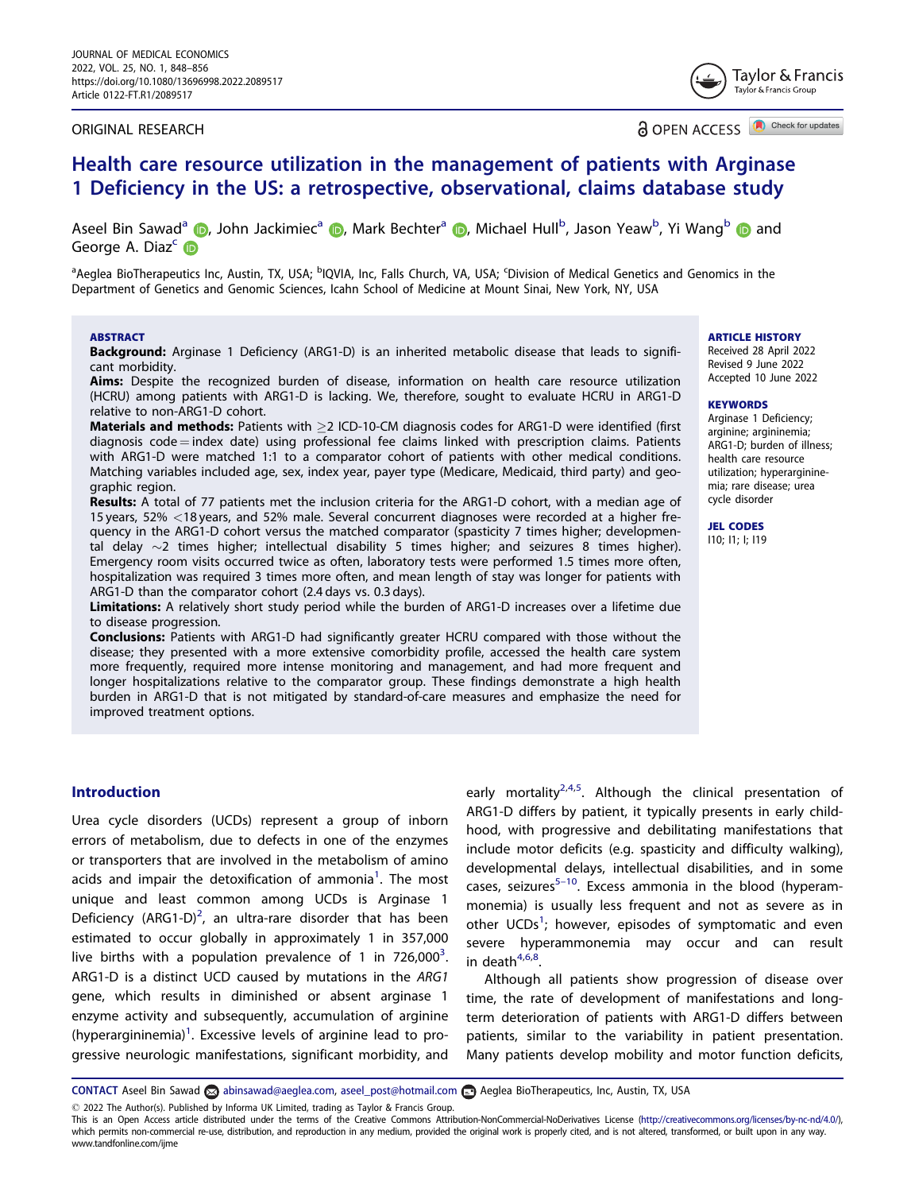# Health care resource utilization in the management of patients with Arginase 1 Deficiency in the US: a retrospective, observational, claims database study

Aseel Bin Sawad[a], John Jackimiec[a], Mark Bechter[a], Michael Hull[b], Jason Yeaw[b], Yi Wang[b] and George A. Diaz[c]

[a]Aeglea BioTherapeutics Inc, Austin, TX, USA; [b]IQVIA, Inc, Falls Church, VA, USA; [c]Division of Medical Genetics and Genomics in the Department of Genetics and Genomic Sciences, Icahn School of Medicine at Mount Sinai, New York, NY, USA

## ABSTRACT

**Background:** Arginase 1 Deficiency (ARG1-D) is an inherited metabolic disease that leads to significant morbidity.

**Aims:** Despite the recognized burden of disease, information on health care resource utilization (HCRU) among patients with ARG1-D is lacking. We, therefore, sought to evaluate HCRU in ARG1-D relative to non-ARG1-D cohort.

**Materials and methods:** Patients with ≥2 ICD-10-CM diagnosis codes for ARG1-D were identified (first diagnosis code = index date) using professional fee claims linked with prescription claims. Patients with ARG1-D were matched 1:1 to a comparator cohort of patients with other medical conditions. Matching variables included age, sex, index year, payer type (Medicare, Medicaid, third party) and geographic region.

**Results:** A total of 77 patients met the inclusion criteria for the ARG1-D cohort, with a median age of 15 years, 52% <18 years, and 52% male. Several concurrent diagnoses were recorded at a higher frequency in the ARG1-D cohort versus the matched comparator (spasticity 7 times higher; developmental delay ~2 times higher; intellectual disability 5 times higher; and seizures 8 times higher). Emergency room visits occurred twice as often, laboratory tests were performed 1.5 times more often, hospitalization was required 3 times more often, and mean length of stay was longer for patients with ARG1-D than the comparator cohort (2.4 days vs. 0.3 days).

**Limitations:** A relatively short study period while the burden of ARG1-D increases over a lifetime due to disease progression.

**Conclusions:** Patients with ARG1-D had significantly greater HCRU compared with those without the disease; they presented with a more extensive comorbidity profile, accessed the health care system more frequently, required more intense monitoring and management, and had more frequent and longer hospitalizations relative to the comparator group. These findings demonstrate a high health burden in ARG1-D that is not mitigated by standard-of-care measures and emphasize the need for improved treatment options.

**ARTICLE HISTORY**
Received 28 April 2022
Revised 9 June 2022
Accepted 10 June 2022

**KEYWORDS**
Arginase 1 Deficiency; arginine; argininemia; ARG1-D; burden of illness; health care resource utilization; hyperargininemia; rare disease; urea cycle disorder

**JEL CODES**
I10; I1; I; I19

## Introduction

Urea cycle disorders (UCDs) represent a group of inborn errors of metabolism, due to defects in one of the enzymes or transporters that are involved in the metabolism of amino acids and impair the detoxification of ammonia[1]. The most unique and least common among UCDs is Arginase 1 Deficiency (ARG1-D)[2], an ultra-rare disorder that has been estimated to occur globally in approximately 1 in 357,000 live births with a population prevalence of 1 in 726,000[3]. ARG1-D is a distinct UCD caused by mutations in the *ARG1* gene, which results in diminished or absent arginase 1 enzyme activity and subsequently, accumulation of arginine (hyperargininemia)[1]. Excessive levels of arginine lead to progressive neurologic manifestations, significant morbidity, and early mortality[2,4,5]. Although the clinical presentation of ARG1-D differs by patient, it typically presents in early childhood, with progressive and debilitating manifestations that include motor deficits (e.g. spasticity and difficulty walking), developmental delays, intellectual disabilities, and in some cases, seizures[5–10]. Excess ammonia in the blood (hyperammonemia) is usually less frequent and not as severe as in other UCDs[1]; however, episodes of symptomatic and even severe hyperammonemia may occur and can result in death[4,6,8].

Although all patients show progression of disease over time, the rate of development of manifestations and long-term deterioration of patients with ARG1-D differs between patients, similar to the variability in patient presentation. Many patients develop mobility and motor function deficits,

**CONTACT** Aseel Bin Sawad abinsawad@aeglea.com, aseel_post@hotmail.com Aeglea BioTherapeutics, Inc, Austin, TX, USA

© 2022 The Author(s). Published by Informa UK Limited, trading as Taylor & Francis Group.
This is an Open Access article distributed under the terms of the Creative Commons Attribution-NonCommercial-NoDerivatives License (http://creativecommons.org/licenses/by-nc-nd/4.0/), which permits non-commercial re-use, distribution, and reproduction in any medium, provided the original work is properly cited, and is not altered, transformed, or built upon in any way. www.tandfonline.com/ijme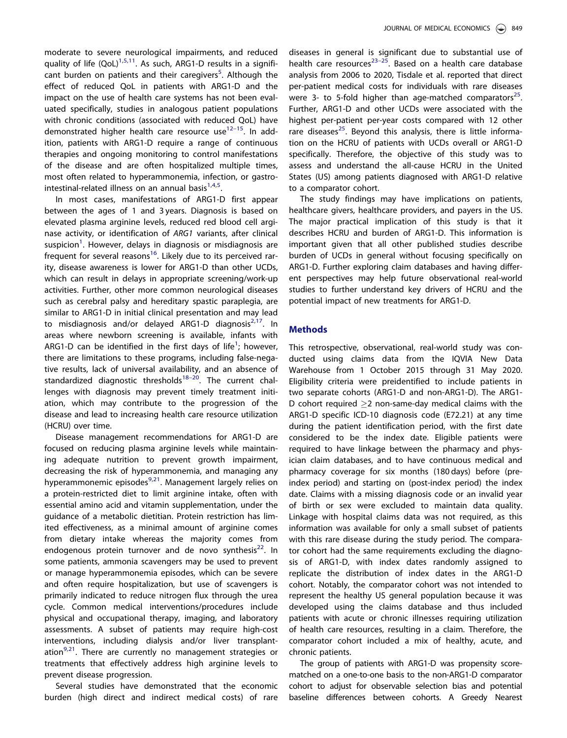moderate to severe neurological impairments, and reduced quality of life (QoL)[1,5,11]. As such, ARG1-D results in a significant burden on patients and their caregivers[5]. Although the effect of reduced QoL in patients with ARG1-D and the impact on the use of health care systems has not been evaluated specifically, studies in analogous patient populations with chronic conditions (associated with reduced QoL) have demonstrated higher health care resource use[12–15]. In addition, patients with ARG1-D require a range of continuous therapies and ongoing monitoring to control manifestations of the disease and are often hospitalized multiple times, most often related to hyperammonemia, infection, or gastrointestinal-related illness on an annual basis[1,4,5].

In most cases, manifestations of ARG1-D first appear between the ages of 1 and 3 years. Diagnosis is based on elevated plasma arginine levels, reduced red blood cell arginase activity, or identification of *ARG1* variants, after clinical suspicion[1]. However, delays in diagnosis or misdiagnosis are frequent for several reasons[16]. Likely due to its perceived rarity, disease awareness is lower for ARG1-D than other UCDs, which can result in delays in appropriate screening/work-up activities. Further, other more common neurological diseases such as cerebral palsy and hereditary spastic paraplegia, are similar to ARG1-D in initial clinical presentation and may lead to misdiagnosis and/or delayed ARG1-D diagnosis[2,17]. In areas where newborn screening is available, infants with ARG1-D can be identified in the first days of life[1]; however, there are limitations to these programs, including false-negative results, lack of universal availability, and an absence of standardized diagnostic thresholds[18–20]. The current challenges with diagnosis may prevent timely treatment initiation, which may contribute to the progression of the disease and lead to increasing health care resource utilization (HCRU) over time.

Disease management recommendations for ARG1-D are focused on reducing plasma arginine levels while maintaining adequate nutrition to prevent growth impairment, decreasing the risk of hyperammonemia, and managing any hyperammonemic episodes[9,21]. Management largely relies on a protein-restricted diet to limit arginine intake, often with essential amino acid and vitamin supplementation, under the guidance of a metabolic dietitian. Protein restriction has limited effectiveness, as a minimal amount of arginine comes from dietary intake whereas the majority comes from endogenous protein turnover and de novo synthesis[22]. In some patients, ammonia scavengers may be used to prevent or manage hyperammonemia episodes, which can be severe and often require hospitalization, but use of scavengers is primarily indicated to reduce nitrogen flux through the urea cycle. Common medical interventions/procedures include physical and occupational therapy, imaging, and laboratory assessments. A subset of patients may require high-cost interventions, including dialysis and/or liver transplantation[9,21]. There are currently no management strategies or treatments that effectively address high arginine levels to prevent disease progression.

Several studies have demonstrated that the economic burden (high direct and indirect medical costs) of rare diseases in general is significant due to substantial use of health care resources[23–25]. Based on a health care database analysis from 2006 to 2020, Tisdale et al. reported that direct per-patient medical costs for individuals with rare diseases were 3- to 5-fold higher than age-matched comparators[25]. Further, ARG1-D and other UCDs were associated with the highest per-patient per-year costs compared with 12 other rare diseases[25]. Beyond this analysis, there is little information on the HCRU of patients with UCDs overall or ARG1-D specifically. Therefore, the objective of this study was to assess and understand the all-cause HCRU in the United States (US) among patients diagnosed with ARG1-D relative to a comparator cohort.

The study findings may have implications on patients, healthcare givers, healthcare providers, and payers in the US. The major practical implication of this study is that it describes HCRU and burden of ARG1-D. This information is important given that all other published studies describe burden of UCDs in general without focusing specifically on ARG1-D. Further exploring claim databases and having different perspectives may help future observational real-world studies to further understand key drivers of HCRU and the potential impact of new treatments for ARG1-D.

## Methods

This retrospective, observational, real-world study was conducted using claims data from the IQVIA New Data Warehouse from 1 October 2015 through 31 May 2020. Eligibility criteria were preidentified to include patients in two separate cohorts (ARG1-D and non-ARG1-D). The ARG1-D cohort required $\geq$2 non-same-day medical claims with the ARG1-D specific ICD-10 diagnosis code (E72.21) at any time during the patient identification period, with the first date considered to be the index date. Eligible patients were required to have linkage between the pharmacy and physician claim databases, and to have continuous medical and pharmacy coverage for six months (180 days) before (pre-index period) and starting on (post-index period) the index date. Claims with a missing diagnosis code or an invalid year of birth or sex were excluded to maintain data quality. Linkage with hospital claims data was not required, as this information was available for only a small subset of patients with this rare disease during the study period. The comparator cohort had the same requirements excluding the diagnosis of ARG1-D, with index dates randomly assigned to replicate the distribution of index dates in the ARG1-D cohort. Notably, the comparator cohort was not intended to represent the healthy US general population because it was developed using the claims database and thus included patients with acute or chronic illnesses requiring utilization of health care resources, resulting in a claim. Therefore, the comparator cohort included a mix of healthy, acute, and chronic patients.

The group of patients with ARG1-D was propensity score-matched on a one-to-one basis to the non-ARG1-D comparator cohort to adjust for observable selection bias and potential baseline differences between cohorts. A Greedy Nearest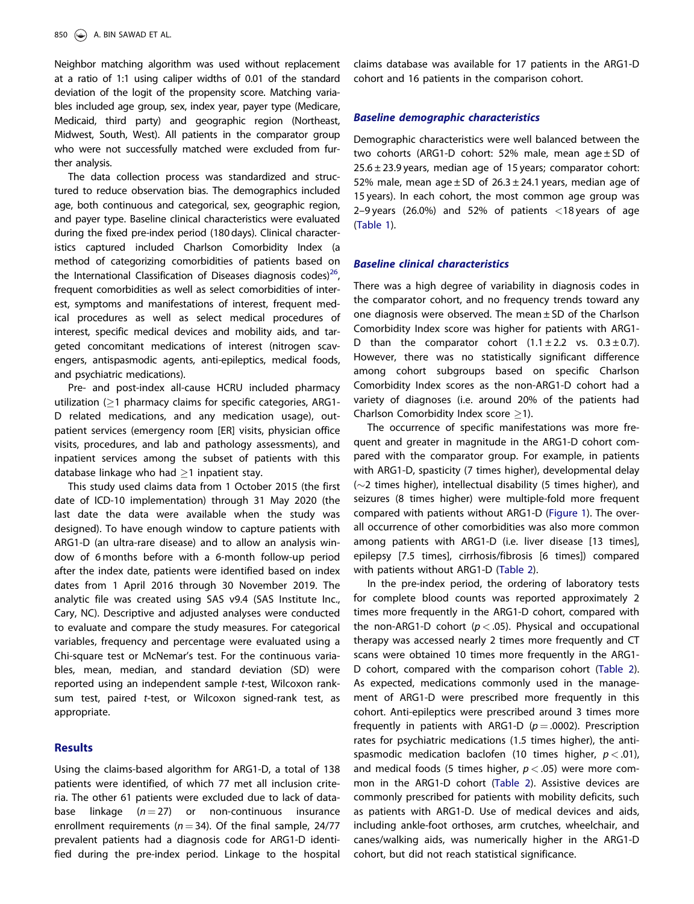Neighbor matching algorithm was used without replacement at a ratio of 1:1 using caliper widths of 0.01 of the standard deviation of the logit of the propensity score. Matching variables included age group, sex, index year, payer type (Medicare, Medicaid, third party) and geographic region (Northeast, Midwest, South, West). All patients in the comparator group who were not successfully matched were excluded from further analysis.

The data collection process was standardized and structured to reduce observation bias. The demographics included age, both continuous and categorical, sex, geographic region, and payer type. Baseline clinical characteristics were evaluated during the fixed pre-index period (180 days). Clinical characteristics captured included Charlson Comorbidity Index (a method of categorizing comorbidities of patients based on the International Classification of Diseases diagnosis codes)[26], frequent comorbidities as well as select comorbidities of interest, symptoms and manifestations of interest, frequent medical procedures as well as select medical procedures of interest, specific medical devices and mobility aids, and targeted concomitant medications of interest (nitrogen scavengers, antispasmodic agents, anti-epileptics, medical foods, and psychiatric medications).

Pre- and post-index all-cause HCRU included pharmacy utilization (≥1 pharmacy claims for specific categories, ARG1-D related medications, and any medication usage), outpatient services (emergency room [ER] visits, physician office visits, procedures, and lab and pathology assessments), and inpatient services among the subset of patients with this database linkage who had ≥1 inpatient stay.

This study used claims data from 1 October 2015 (the first date of ICD-10 implementation) through 31 May 2020 (the last date the data were available when the study was designed). To have enough window to capture patients with ARG1-D (an ultra-rare disease) and to allow an analysis window of 6 months before with a 6-month follow-up period after the index date, patients were identified based on index dates from 1 April 2016 through 30 November 2019. The analytic file was created using SAS v9.4 (SAS Institute Inc., Cary, NC). Descriptive and adjusted analyses were conducted to evaluate and compare the study measures. For categorical variables, frequency and percentage were evaluated using a Chi-square test or McNemar's test. For the continuous variables, mean, median, and standard deviation (SD) were reported using an independent sample *t*-test, Wilcoxon rank-sum test, paired *t*-test, or Wilcoxon signed-rank test, as appropriate.

## Results

Using the claims-based algorithm for ARG1-D, a total of 138 patients were identified, of which 77 met all inclusion criteria. The other 61 patients were excluded due to lack of database linkage ($n = 27$) or non-continuous insurance enrollment requirements ($n = 34$). Of the final sample, 24/77 prevalent patients had a diagnosis code for ARG1-D identified during the pre-index period. Linkage to the hospital claims database was available for 17 patients in the ARG1-D cohort and 16 patients in the comparison cohort.

### Baseline demographic characteristics

Demographic characteristics were well balanced between the two cohorts (ARG1-D cohort: 52% male, mean age ± SD of 25.6 ± 23.9 years, median age of 15 years; comparator cohort: 52% male, mean age ± SD of 26.3 ± 24.1 years, median age of 15 years). In each cohort, the most common age group was 2–9 years (26.0%) and 52% of patients <18 years of age (Table 1).

### Baseline clinical characteristics

There was a high degree of variability in diagnosis codes in the comparator cohort, and no frequency trends toward any one diagnosis were observed. The mean ± SD of the Charlson Comorbidity Index score was higher for patients with ARG1-D than the comparator cohort (1.1 ± 2.2 vs. 0.3 ± 0.7). However, there was no statistically significant difference among cohort subgroups based on specific Charlson Comorbidity Index scores as the non-ARG1-D cohort had a variety of diagnoses (i.e. around 20% of the patients had Charlson Comorbidity Index score ≥1).

The occurrence of specific manifestations was more frequent and greater in magnitude in the ARG1-D cohort compared with the comparator group. For example, in patients with ARG1-D, spasticity (7 times higher), developmental delay (~2 times higher), intellectual disability (5 times higher), and seizures (8 times higher) were multiple-fold more frequent compared with patients without ARG1-D (Figure 1). The overall occurrence of other comorbidities was also more common among patients with ARG1-D (i.e. liver disease [13 times], epilepsy [7.5 times], cirrhosis/fibrosis [6 times]) compared with patients without ARG1-D (Table 2).

In the pre-index period, the ordering of laboratory tests for complete blood counts was reported approximately 2 times more frequently in the ARG1-D cohort, compared with the non-ARG1-D cohort ($p < .05$). Physical and occupational therapy was accessed nearly 2 times more frequently and CT scans were obtained 10 times more frequently in the ARG1-D cohort, compared with the comparison cohort (Table 2). As expected, medications commonly used in the management of ARG1-D were prescribed more frequently in this cohort. Anti-epileptics were prescribed around 3 times more frequently in patients with ARG1-D ($p = .0002$). Prescription rates for psychiatric medications (1.5 times higher), the anti-spasmodic medication baclofen (10 times higher, $p < .01$), and medical foods (5 times higher, $p < .05$) were more common in the ARG1-D cohort (Table 2). Assistive devices are commonly prescribed for patients with mobility deficits, such as patients with ARG1-D. Use of medical devices and aids, including ankle-foot orthoses, arm crutches, wheelchair, and canes/walking aids, was numerically higher in the ARG1-D cohort, but did not reach statistical significance.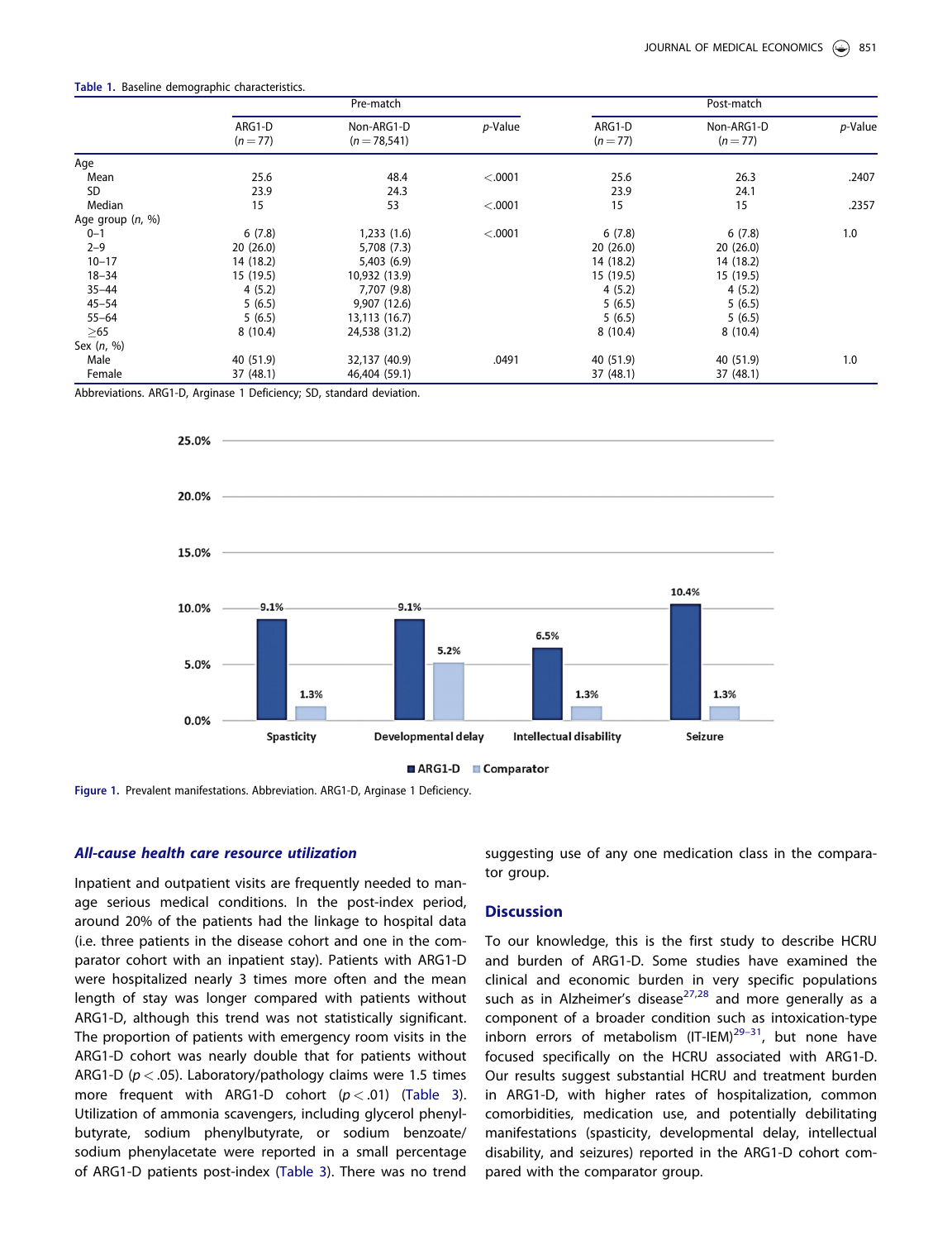**Table 1.** Baseline demographic characteristics.

| | Pre-match | | | Post-match | | |
|---|---|---|---|---|---|---|
| | ARG1-D ($n = 77$) | Non-ARG1-D ($n = 78,541$) | $p$-Value | ARG1-D ($n = 77$) | Non-ARG1-D ($n = 77$) | $p$-Value |
| Age | | | | | | |
| Mean | 25.6 | 48.4 | <.0001 | 25.6 | 26.3 | .2407 |
| SD | 23.9 | 24.3 | | 23.9 | 24.1 | |
| Median | 15 | 53 | <.0001 | 15 | 15 | .2357 |
| Age group ($n$, %) | | | | | | |
| 0–1 | 6 (7.8) | 1,233 (1.6) | <.0001 | 6 (7.8) | 6 (7.8) | 1.0 |
| 2–9 | 20 (26.0) | 5,708 (7.3) | | 20 (26.0) | 20 (26.0) | |
| 10–17 | 14 (18.2) | 5,403 (6.9) | | 14 (18.2) | 14 (18.2) | |
| 18–34 | 15 (19.5) | 10,932 (13.9) | | 15 (19.5) | 15 (19.5) | |
| 35–44 | 4 (5.2) | 7,707 (9.8) | | 4 (5.2) | 4 (5.2) | |
| 45–54 | 5 (6.5) | 9,907 (12.6) | | 5 (6.5) | 5 (6.5) | |
| 55–64 | 5 (6.5) | 13,113 (16.7) | | 5 (6.5) | 5 (6.5) | |
| ≥65 | 8 (10.4) | 24,538 (31.2) | | 8 (10.4) | 8 (10.4) | |
| Sex ($n$, %) | | | | | | |
| Male | 40 (51.9) | 32,137 (40.9) | .0491 | 40 (51.9) | 40 (51.9) | 1.0 |
| Female | 37 (48.1) | 46,404 (59.1) | | 37 (48.1) | 37 (48.1) | |

Abbreviations. ARG1-D, Arginase 1 Deficiency; SD, standard deviation.

**Figure 1.** Prevalent manifestations. Abbreviation. ARG1-D, Arginase 1 Deficiency.

### *All-cause health care resource utilization*

Inpatient and outpatient visits are frequently needed to manage serious medical conditions. In the post-index period, around 20% of the patients had the linkage to hospital data (i.e. three patients in the disease cohort and one in the comparator cohort with an inpatient stay). Patients with ARG1-D were hospitalized nearly 3 times more often and the mean length of stay was longer compared with patients without ARG1-D, although this trend was not statistically significant. The proportion of patients with emergency room visits in the ARG1-D cohort was nearly double that for patients without ARG1-D ($p < .05$). Laboratory/pathology claims were 1.5 times more frequent with ARG1-D cohort ($p < .01$) (Table 3). Utilization of ammonia scavengers, including glycerol phenylbutyrate, sodium phenylbutyrate, or sodium benzoate/sodium phenylacetate were reported in a small percentage of ARG1-D patients post-index (Table 3). There was no trend suggesting use of any one medication class in the comparator group.

## Discussion

To our knowledge, this is the first study to describe HCRU and burden of ARG1-D. Some studies have examined the clinical and economic burden in very specific populations such as in Alzheimer's disease[27,28] and more generally as a component of a broader condition such as intoxication-type inborn errors of metabolism (IT-IEM)[29–31], but none have focused specifically on the HCRU associated with ARG1-D. Our results suggest substantial HCRU and treatment burden in ARG1-D, with higher rates of hospitalization, common comorbidities, medication use, and potentially debilitating manifestations (spasticity, developmental delay, intellectual disability, and seizures) reported in the ARG1-D cohort compared with the comparator group.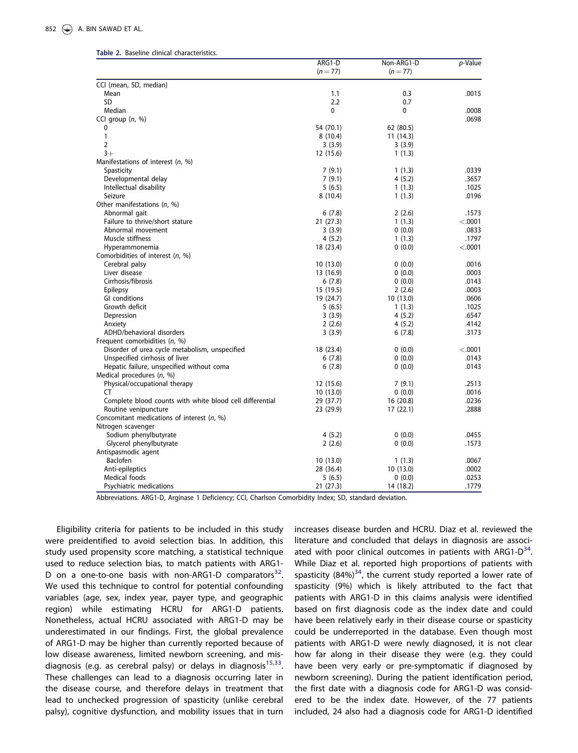**Table 2.** Baseline clinical characteristics.

| | ARG1-D ($n = 77$) | Non-ARG1-D ($n = 77$) | *p*-Value |
|---|---|---|---|
| CCI (mean, SD, median) | | | |
| Mean | 1.1 | 0.3 | .0015 |
| SD | 2.2 | 0.7 | |
| Median | 0 | 0 | .0008 |
| CCI group (*n*, %) | | | .0698 |
| 0 | 54 (70.1) | 62 (80.5) | |
| 1 | 8 (10.4) | 11 (14.3) | |
| 2 | 3 (3.9) | 3 (3.9) | |
| 3+ | 12 (15.6) | 1 (1.3) | |
| Manifestations of interest (*n*, %) | | | |
| Spasticity | 7 (9.1) | 1 (1.3) | .0339 |
| Developmental delay | 7 (9.1) | 4 (5.2) | .3657 |
| Intellectual disability | 5 (6.5) | 1 (1.3) | .1025 |
| Seizure | 8 (10.4) | 1 (1.3) | .0196 |
| Other manifestations (*n*, %) | | | |
| Abnormal gait | 6 (7.8) | 2 (2.6) | .1573 |
| Failure to thrive/short stature | 21 (27.3) | 1 (1.3) | <.0001 |
| Abnormal movement | 3 (3.9) | 0 (0.0) | .0833 |
| Muscle stiffness | 4 (5.2) | 1 (1.3) | .1797 |
| Hyperammonemia | 18 (23.4) | 0 (0.0) | <.0001 |
| Comorbidities of interest (*n*, %) | | | |
| Cerebral palsy | 10 (13.0) | 0 (0.0) | .0016 |
| Liver disease | 13 (16.9) | 0 (0.0) | .0003 |
| Cirrhosis/fibrosis | 6 (7.8) | 0 (0.0) | .0143 |
| Epilepsy | 15 (19.5) | 2 (2.6) | .0003 |
| GI conditions | 19 (24.7) | 10 (13.0) | .0606 |
| Growth deficit | 5 (6.5) | 1 (1.3) | .1025 |
| Depression | 3 (3.9) | 4 (5.2) | .6547 |
| Anxiety | 2 (2.6) | 4 (5.2) | .4142 |
| ADHD/behavioral disorders | 3 (3.9) | 6 (7.8) | .3173 |
| Frequent comorbidities (*n*, %) | | | |
| Disorder of urea cycle metabolism, unspecified | 18 (23.4) | 0 (0.0) | <.0001 |
| Unspecified cirrhosis of liver | 6 (7.8) | 0 (0.0) | .0143 |
| Hepatic failure, unspecified without coma | 6 (7.8) | 0 (0.0) | .0143 |
| Medical procedures (*n*, %) | | | |
| Physical/occupational therapy | 12 (15.6) | 7 (9.1) | .2513 |
| CT | 10 (13.0) | 0 (0.0) | .0016 |
| Complete blood counts with white blood cell differential | 29 (37.7) | 16 (20.8) | .0236 |
| Routine venipuncture | 23 (29.9) | 17 (22.1) | .2888 |
| Concomitant medications of interest (*n*, %) | | | |
| Nitrogen scavenger | | | |
| Sodium phenylbutyrate | 4 (5.2) | 0 (0.0) | .0455 |
| Glycerol phenylbutyrate | 2 (2.6) | 0 (0.0) | .1573 |
| Antispasmodic agent | | | |
| Baclofen | 10 (13.0) | 1 (1.3) | .0067 |
| Anti-epileptics | 28 (36.4) | 10 (13.0) | .0002 |
| Medical foods | 5 (6.5) | 0 (0.0) | .0253 |
| Psychiatric medications | 21 (27.3) | 14 (18.2) | .1779 |

Abbreviations. ARG1-D, Arginase 1 Deficiency; CCI, Charlson Comorbidity Index; SD, standard deviation.

Eligibility criteria for patients to be included in this study were preidentified to avoid selection bias. In addition, this study used propensity score matching, a statistical technique used to reduce selection bias, to match patients with ARG1-D on a one-to-one basis with non-ARG1-D comparators[32]. We used this technique to control for potential confounding variables (age, sex, index year, payer type, and geographic region) while estimating HCRU for ARG1-D patients. Nonetheless, actual HCRU associated with ARG1-D may be underestimated in our findings. First, the global prevalence of ARG1-D may be higher than currently reported because of low disease awareness, limited newborn screening, and misdiagnosis (e.g. as cerebral palsy) or delays in diagnosis[15,33]. These challenges can lead to a diagnosis occurring later in the disease course, and therefore delays in treatment that lead to unchecked progression of spasticity (unlike cerebral palsy), cognitive dysfunction, and mobility issues that in turn increases disease burden and HCRU. Diaz et al. reviewed the literature and concluded that delays in diagnosis are associated with poor clinical outcomes in patients with ARG1-D[34]. While Diaz et al. reported high proportions of patients with spasticity (84%)[34], the current study reported a lower rate of spasticity (9%) which is likely attributed to the fact that patients with ARG1-D in this claims analysis were identified based on first diagnosis code as the index date and could have been relatively early in their disease course or spasticity could be underreported in the database. Even though most patients with ARG1-D were newly diagnosed, it is not clear how far along in their disease they were (e.g. they could have been very early or pre-symptomatic if diagnosed by newborn screening). During the patient identification period, the first date with a diagnosis code for ARG1-D was considered to be the index date. However, of the 77 patients included, 24 also had a diagnosis code for ARG1-D identified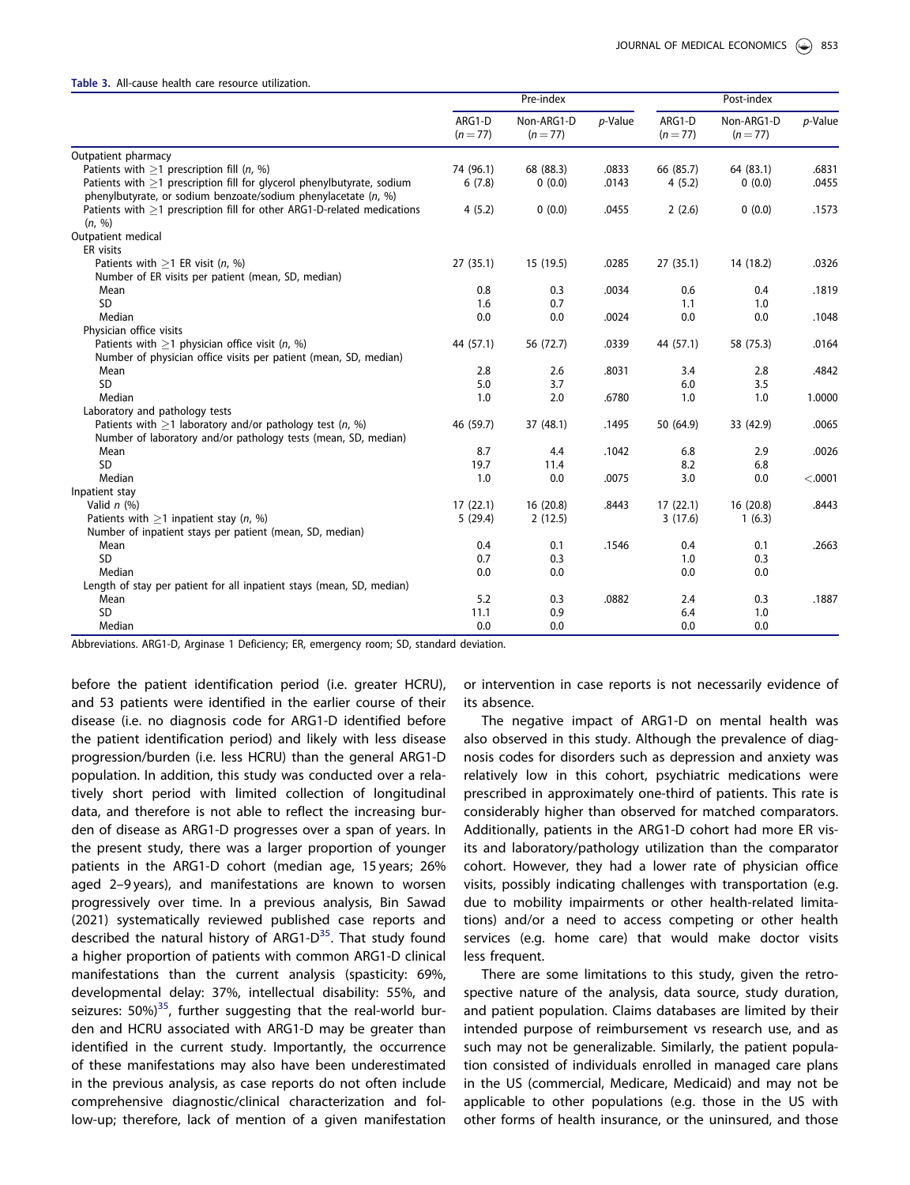**Table 3.** All-cause health care resource utilization.

| | Pre-index | | | Post-index | | |
|---|---|---|---|---|---|---|
| | ARG1-D (n = 77) | Non-ARG1-D (n = 77) | p-Value | ARG1-D (n = 77) | Non-ARG1-D (n = 77) | p-Value |
| Outpatient pharmacy | | | | | | |
| Patients with ≥1 prescription fill (n, %) | 74 (96.1) | 68 (88.3) | .0833 | 66 (85.7) | 64 (83.1) | .6831 |
| Patients with ≥1 prescription fill for glycerol phenylbutyrate, sodium phenylbutyrate, or sodium benzoate/sodium phenylacetate (n, %) | 6 (7.8) | 0 (0.0) | .0143 | 4 (5.2) | 0 (0.0) | .0455 |
| Patients with ≥1 prescription fill for other ARG1-D-related medications (n, %) | 4 (5.2) | 0 (0.0) | .0455 | 2 (2.6) | 0 (0.0) | .1573 |
| Outpatient medical | | | | | | |
| ER visits | | | | | | |
| Patients with ≥1 ER visit (n, %) | 27 (35.1) | 15 (19.5) | .0285 | 27 (35.1) | 14 (18.2) | .0326 |
| Number of ER visits per patient (mean, SD, median) | | | | | | |
| Mean | 0.8 | 0.3 | .0034 | 0.6 | 0.4 | .1819 |
| SD | 1.6 | 0.7 | | 1.1 | 1.0 | |
| Median | 0.0 | 0.0 | .0024 | 0.0 | 0.0 | .1048 |
| Physician office visits | | | | | | |
| Patients with ≥1 physician office visit (n, %) | 44 (57.1) | 56 (72.7) | .0339 | 44 (57.1) | 58 (75.3) | .0164 |
| Number of physician office visits per patient (mean, SD, median) | | | | | | |
| Mean | 2.8 | 2.6 | .8031 | 3.4 | 2.8 | .4842 |
| SD | 5.0 | 3.7 | | 6.0 | 3.5 | |
| Median | 1.0 | 2.0 | .6780 | 1.0 | 1.0 | 1.0000 |
| Laboratory and pathology tests | | | | | | |
| Patients with ≥1 laboratory and/or pathology test (n, %) | 46 (59.7) | 37 (48.1) | .1495 | 50 (64.9) | 33 (42.9) | .0065 |
| Number of laboratory and/or pathology tests (mean, SD, median) | | | | | | |
| Mean | 8.7 | 4.4 | .1042 | 6.8 | 2.9 | .0026 |
| SD | 19.7 | 11.4 | | 8.2 | 6.8 | |
| Median | 1.0 | 0.0 | .0075 | 3.0 | 0.0 | <.0001 |
| Inpatient stay | | | | | | |
| Valid n (%) | 17 (22.1) | 16 (20.8) | .8443 | 17 (22.1) | 16 (20.8) | .8443 |
| Patients with ≥1 inpatient stay (n, %) | 5 (29.4) | 2 (12.5) | | 3 (17.6) | 1 (6.3) | |
| Number of inpatient stays per patient (mean, SD, median) | | | | | | |
| Mean | 0.4 | 0.1 | .1546 | 0.4 | 0.1 | .2663 |
| SD | 0.7 | 0.3 | | 1.0 | 0.3 | |
| Median | 0.0 | 0.0 | | 0.0 | 0.0 | |
| Length of stay per patient for all inpatient stays (mean, SD, median) | | | | | | |
| Mean | 5.2 | 0.3 | .0882 | 2.4 | 0.3 | .1887 |
| SD | 11.1 | 0.9 | | 6.4 | 1.0 | |
| Median | 0.0 | 0.0 | | 0.0 | 0.0 | |

Abbreviations. ARG1-D, Arginase 1 Deficiency; ER, emergency room; SD, standard deviation.

before the patient identification period (i.e. greater HCRU), and 53 patients were identified in the earlier course of their disease (i.e. no diagnosis code for ARG1-D identified before the patient identification period) and likely with less disease progression/burden (i.e. less HCRU) than the general ARG1-D population. In addition, this study was conducted over a relatively short period with limited collection of longitudinal data, and therefore is not able to reflect the increasing burden of disease as ARG1-D progresses over a span of years. In the present study, there was a larger proportion of younger patients in the ARG1-D cohort (median age, 15 years; 26% aged 2–9 years), and manifestations are known to worsen progressively over time. In a previous analysis, Bin Sawad (2021) systematically reviewed published case reports and described the natural history of ARG1-D[35]. That study found a higher proportion of patients with common ARG1-D clinical manifestations than the current analysis (spasticity: 69%, developmental delay: 37%, intellectual disability: 55%, and seizures: 50%)[35], further suggesting that the real-world burden and HCRU associated with ARG1-D may be greater than identified in the current study. Importantly, the occurrence of these manifestations may also have been underestimated in the previous analysis, as case reports do not often include comprehensive diagnostic/clinical characterization and follow-up; therefore, lack of mention of a given manifestation or intervention in case reports is not necessarily evidence of its absence.

The negative impact of ARG1-D on mental health was also observed in this study. Although the prevalence of diagnosis codes for disorders such as depression and anxiety was relatively low in this cohort, psychiatric medications were prescribed in approximately one-third of patients. This rate is considerably higher than observed for matched comparators. Additionally, patients in the ARG1-D cohort had more ER visits and laboratory/pathology utilization than the comparator cohort. However, they had a lower rate of physician office visits, possibly indicating challenges with transportation (e.g. due to mobility impairments or other health-related limitations) and/or a need to access competing or other health services (e.g. home care) that would make doctor visits less frequent.

There are some limitations to this study, given the retrospective nature of the analysis, data source, study duration, and patient population. Claims databases are limited by their intended purpose of reimbursement vs research use, and as such may not be generalizable. Similarly, the patient population consisted of individuals enrolled in managed care plans in the US (commercial, Medicare, Medicaid) and may not be applicable to other populations (e.g. those in the US with other forms of health insurance, or the uninsured, and those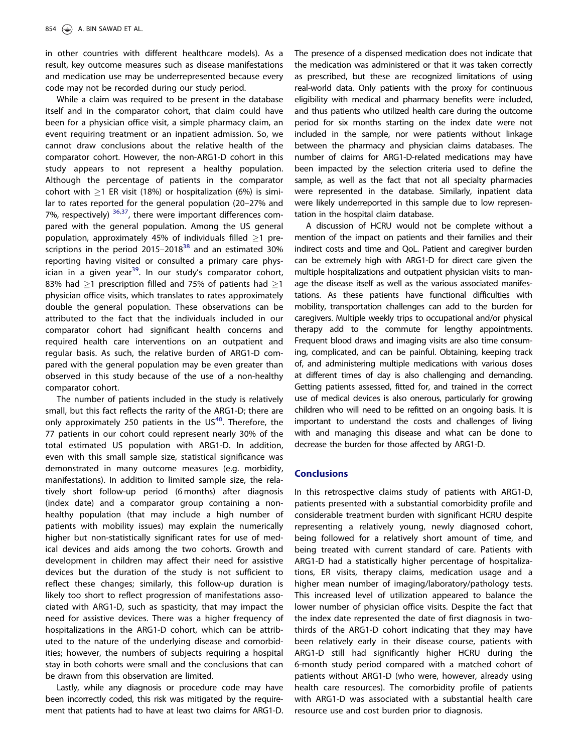in other countries with different healthcare models). As a result, key outcome measures such as disease manifestations and medication use may be underrepresented because every code may not be recorded during our study period.

While a claim was required to be present in the database itself and in the comparator cohort, that claim could have been for a physician office visit, a simple pharmacy claim, an event requiring treatment or an inpatient admission. So, we cannot draw conclusions about the relative health of the comparator cohort. However, the non-ARG1-D cohort in this study appears to not represent a healthy population. Although the percentage of patients in the comparator cohort with ≥1 ER visit (18%) or hospitalization (6%) is similar to rates reported for the general population (20–27% and 7%, respectively) [36,37], there were important differences compared with the general population. Among the US general population, approximately 45% of individuals filled ≥1 prescriptions in the period 2015–2018[38] and an estimated 30% reporting having visited or consulted a primary care physician in a given year[39]. In our study's comparator cohort, 83% had ≥1 prescription filled and 75% of patients had ≥1 physician office visits, which translates to rates approximately double the general population. These observations can be attributed to the fact that the individuals included in our comparator cohort had significant health concerns and required health care interventions on an outpatient and regular basis. As such, the relative burden of ARG1-D compared with the general population may be even greater than observed in this study because of the use of a non-healthy comparator cohort.

The number of patients included in the study is relatively small, but this fact reflects the rarity of the ARG1-D; there are only approximately 250 patients in the US[40]. Therefore, the 77 patients in our cohort could represent nearly 30% of the total estimated US population with ARG1-D. In addition, even with this small sample size, statistical significance was demonstrated in many outcome measures (e.g. morbidity, manifestations). In addition to limited sample size, the relatively short follow-up period (6 months) after diagnosis (index date) and a comparator group containing a non-healthy population (that may include a high number of patients with mobility issues) may explain the numerically higher but non-statistically significant rates for use of medical devices and aids among the two cohorts. Growth and development in children may affect their need for assistive devices but the duration of the study is not sufficient to reflect these changes; similarly, this follow-up duration is likely too short to reflect progression of manifestations associated with ARG1-D, such as spasticity, that may impact the need for assistive devices. There was a higher frequency of hospitalizations in the ARG1-D cohort, which can be attributed to the nature of the underlying disease and comorbidities; however, the numbers of subjects requiring a hospital stay in both cohorts were small and the conclusions that can be drawn from this observation are limited.

Lastly, while any diagnosis or procedure code may have been incorrectly coded, this risk was mitigated by the requirement that patients had to have at least two claims for ARG1-D. The presence of a dispensed medication does not indicate that the medication was administered or that it was taken correctly as prescribed, but these are recognized limitations of using real-world data. Only patients with the proxy for continuous eligibility with medical and pharmacy benefits were included, and thus patients who utilized health care during the outcome period for six months starting on the index date were not included in the sample, nor were patients without linkage between the pharmacy and physician claims databases. The number of claims for ARG1-D-related medications may have been impacted by the selection criteria used to define the sample, as well as the fact that not all specialty pharmacies were represented in the database. Similarly, inpatient data were likely underreported in this sample due to low representation in the hospital claim database.

A discussion of HCRU would not be complete without a mention of the impact on patients and their families and their indirect costs and time and QoL. Patient and caregiver burden can be extremely high with ARG1-D for direct care given the multiple hospitalizations and outpatient physician visits to manage the disease itself as well as the various associated manifestations. As these patients have functional difficulties with mobility, transportation challenges can add to the burden for caregivers. Multiple weekly trips to occupational and/or physical therapy add to the commute for lengthy appointments. Frequent blood draws and imaging visits are also time consuming, complicated, and can be painful. Obtaining, keeping track of, and administering multiple medications with various doses at different times of day is also challenging and demanding. Getting patients assessed, fitted for, and trained in the correct use of medical devices is also onerous, particularly for growing children who will need to be refitted on an ongoing basis. It is important to understand the costs and challenges of living with and managing this disease and what can be done to decrease the burden for those affected by ARG1-D.

## Conclusions

In this retrospective claims study of patients with ARG1-D, patients presented with a substantial comorbidity profile and considerable treatment burden with significant HCRU despite representing a relatively young, newly diagnosed cohort, being followed for a relatively short amount of time, and being treated with current standard of care. Patients with ARG1-D had a statistically higher percentage of hospitalizations, ER visits, therapy claims, medication usage and a higher mean number of imaging/laboratory/pathology tests. This increased level of utilization appeared to balance the lower number of physician office visits. Despite the fact that the index date represented the date of first diagnosis in two-thirds of the ARG1-D cohort indicating that they may have been relatively early in their disease course, patients with ARG1-D still had significantly higher HCRU during the 6-month study period compared with a matched cohort of patients without ARG1-D (who were, however, already using health care resources). The comorbidity profile of patients with ARG1-D was associated with a substantial health care resource use and cost burden prior to diagnosis.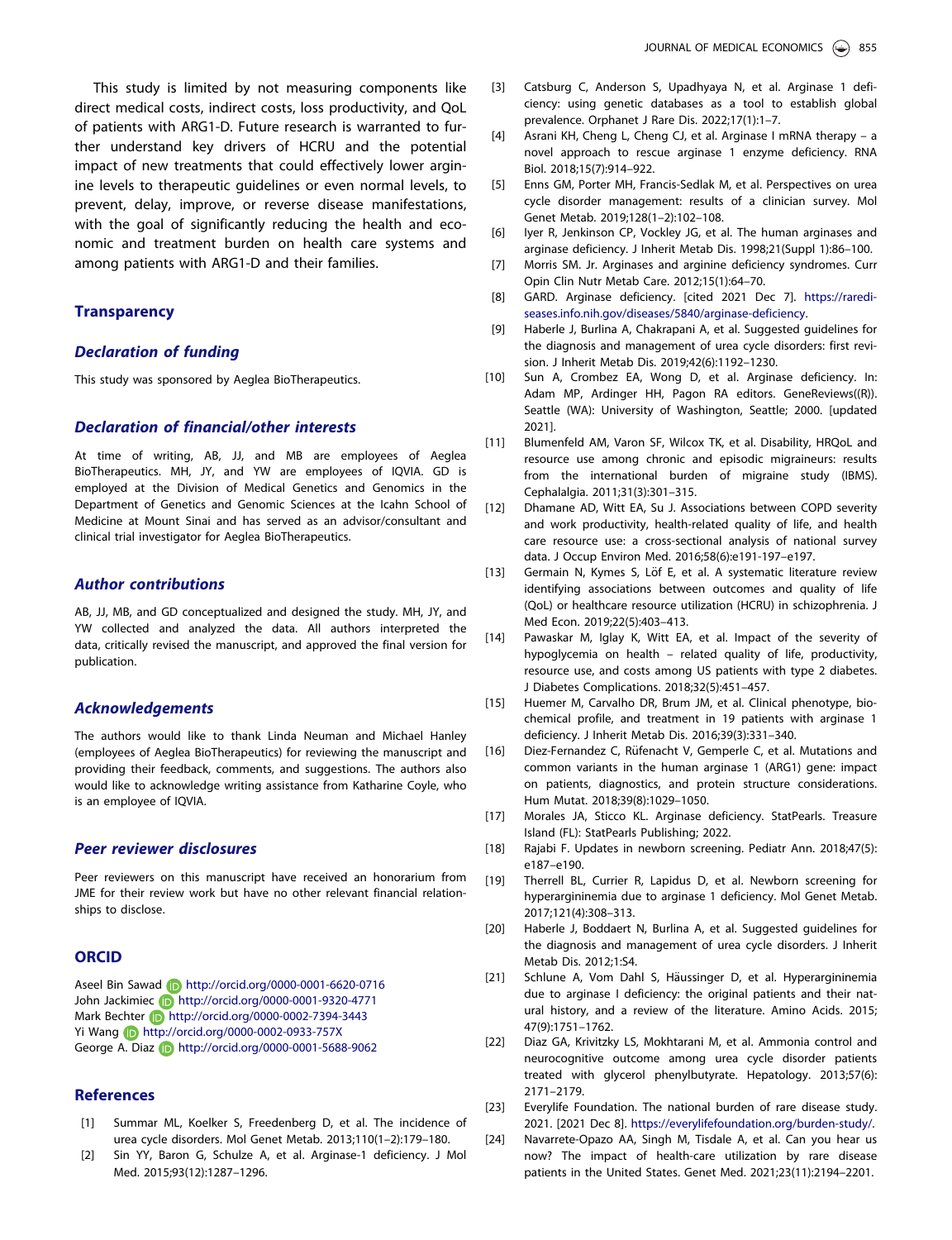This study is limited by not measuring components like direct medical costs, indirect costs, loss productivity, and QoL of patients with ARG1-D. Future research is warranted to further understand key drivers of HCRU and the potential impact of new treatments that could effectively lower arginine levels to therapeutic guidelines or even normal levels, to prevent, delay, improve, or reverse disease manifestations, with the goal of significantly reducing the health and economic and treatment burden on health care systems and among patients with ARG1-D and their families.

## Transparency

### *Declaration of funding*

This study was sponsored by Aeglea BioTherapeutics.

### *Declaration of financial/other interests*

At time of writing, AB, JJ, and MB are employees of Aeglea BioTherapeutics. MH, JY, and YW are employees of IQVIA. GD is employed at the Division of Medical Genetics and Genomics in the Department of Genetics and Genomic Sciences at the Icahn School of Medicine at Mount Sinai and has served as an advisor/consultant and clinical trial investigator for Aeglea BioTherapeutics.

### *Author contributions*

AB, JJ, MB, and GD conceptualized and designed the study. MH, JY, and YW collected and analyzed the data. All authors interpreted the data, critically revised the manuscript, and approved the final version for publication.

### *Acknowledgements*

The authors would like to thank Linda Neuman and Michael Hanley (employees of Aeglea BioTherapeutics) for reviewing the manuscript and providing their feedback, comments, and suggestions. The authors also would like to acknowledge writing assistance from Katharine Coyle, who is an employee of IQVIA.

### *Peer reviewer disclosures*

Peer reviewers on this manuscript have received an honorarium from JME for their review work but have no other relevant financial relationships to disclose.

## ORCID

Aseel Bin Sawad http://orcid.org/0000-0001-6620-0716
John Jackimiec http://orcid.org/0000-0001-9320-4771
Mark Bechter http://orcid.org/0000-0002-7394-3443
Yi Wang http://orcid.org/0000-0002-0933-757X
George A. Diaz http://orcid.org/0000-0001-5688-9062

## References

[1] Summar ML, Koelker S, Freedenberg D, et al. The incidence of urea cycle disorders. Mol Genet Metab. 2013;110(1–2):179–180.

[2] Sin YY, Baron G, Schulze A, et al. Arginase-1 deficiency. J Mol Med. 2015;93(12):1287–1296.

[3] Catsburg C, Anderson S, Upadhyaya N, et al. Arginase 1 deficiency: using genetic databases as a tool to establish global prevalence. Orphanet J Rare Dis. 2022;17(1):1–7.

[4] Asrani KH, Cheng L, Cheng CJ, et al. Arginase I mRNA therapy – a novel approach to rescue arginase 1 enzyme deficiency. RNA Biol. 2018;15(7):914–922.

[5] Enns GM, Porter MH, Francis-Sedlak M, et al. Perspectives on urea cycle disorder management: results of a clinician survey. Mol Genet Metab. 2019;128(1–2):102–108.

[6] Iyer R, Jenkinson CP, Vockley JG, et al. The human arginases and arginase deficiency. J Inherit Metab Dis. 1998;21(Suppl 1):86–100.

[7] Morris SM. Jr. Arginases and arginine deficiency syndromes. Curr Opin Clin Nutr Metab Care. 2012;15(1):64–70.

[8] GARD. Arginase deficiency. [cited 2021 Dec 7]. https://rarediseases.info.nih.gov/diseases/5840/arginase-deficiency.

[9] Haberle J, Burlina A, Chakrapani A, et al. Suggested guidelines for the diagnosis and management of urea cycle disorders: first revision. J Inherit Metab Dis. 2019;42(6):1192–1230.

[10] Sun A, Crombez EA, Wong D, et al. Arginase deficiency. In: Adam MP, Ardinger HH, Pagon RA editors. GeneReviews((R)). Seattle (WA): University of Washington, Seattle; 2000. [updated 2021].

[11] Blumenfeld AM, Varon SF, Wilcox TK, et al. Disability, HRQoL and resource use among chronic and episodic migraineurs: results from the international burden of migraine study (IBMS). Cephalalgia. 2011;31(3):301–315.

[12] Dhamane AD, Witt EA, Su J. Associations between COPD severity and work productivity, health-related quality of life, and health care resource use: a cross-sectional analysis of national survey data. J Occup Environ Med. 2016;58(6):e191-197–e197.

[13] Germain N, Kymes S, Löf E, et al. A systematic literature review identifying associations between outcomes and quality of life (QoL) or healthcare resource utilization (HCRU) in schizophrenia. J Med Econ. 2019;22(5):403–413.

[14] Pawaskar M, Iglay K, Witt EA, et al. Impact of the severity of hypoglycemia on health – related quality of life, productivity, resource use, and costs among US patients with type 2 diabetes. J Diabetes Complications. 2018;32(5):451–457.

[15] Huemer M, Carvalho DR, Brum JM, et al. Clinical phenotype, biochemical profile, and treatment in 19 patients with arginase 1 deficiency. J Inherit Metab Dis. 2016;39(3):331–340.

[16] Diez-Fernandez C, Rüfenacht V, Gemperle C, et al. Mutations and common variants in the human arginase 1 (ARG1) gene: impact on patients, diagnostics, and protein structure considerations. Hum Mutat. 2018;39(8):1029–1050.

[17] Morales JA, Sticco KL. Arginase deficiency. StatPearls. Treasure Island (FL): StatPearls Publishing; 2022.

[18] Rajabi F. Updates in newborn screening. Pediatr Ann. 2018;47(5): e187–e190.

[19] Therrell BL, Currier R, Lapidus D, et al. Newborn screening for hyperargininemia due to arginase 1 deficiency. Mol Genet Metab. 2017;121(4):308–313.

[20] Haberle J, Boddaert N, Burlina A, et al. Suggested guidelines for the diagnosis and management of urea cycle disorders. J Inherit Metab Dis. 2012;1:S4.

[21] Schlune A, Vom Dahl S, Häussinger D, et al. Hyperargininemia due to arginase I deficiency: the original patients and their natural history, and a review of the literature. Amino Acids. 2015; 47(9):1751–1762.

[22] Diaz GA, Krivitzky LS, Mokhtarani M, et al. Ammonia control and neurocognitive outcome among urea cycle disorder patients treated with glycerol phenylbutyrate. Hepatology. 2013;57(6): 2171–2179.

[23] Everylife Foundation. The national burden of rare disease study. 2021. [2021 Dec 8]. https://everylifefoundation.org/burden-study/.

[24] Navarrete-Opazo AA, Singh M, Tisdale A, et al. Can you hear us now? The impact of health-care utilization by rare disease patients in the United States. Genet Med. 2021;23(11):2194–2201.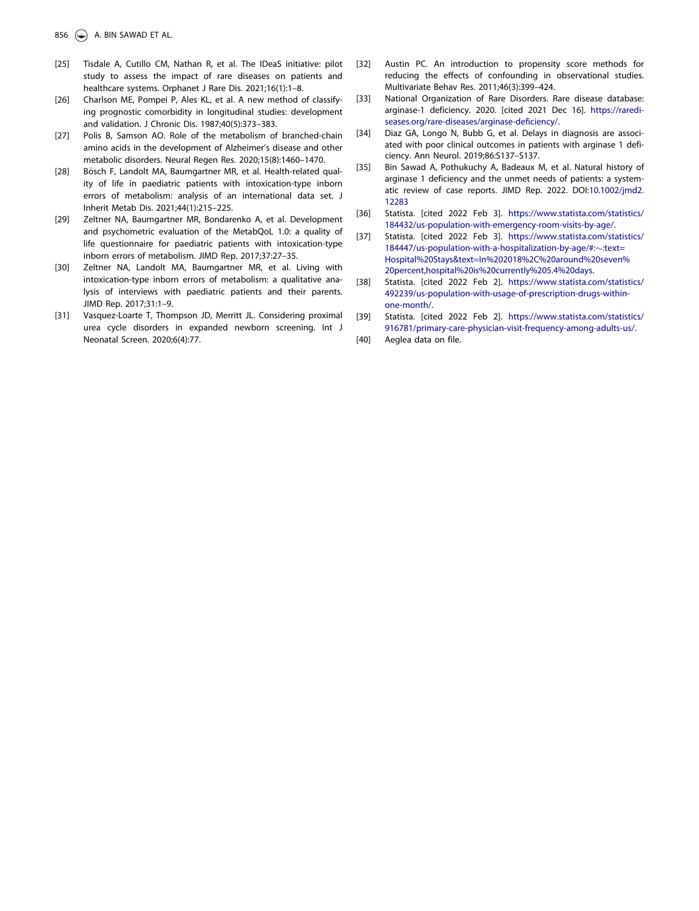[25] Tisdale A, Cutillo CM, Nathan R, et al. The IDeaS initiative: pilot study to assess the impact of rare diseases on patients and healthcare systems. Orphanet J Rare Dis. 2021;16(1):1–8.

[26] Charlson ME, Pompei P, Ales KL, et al. A new method of classifying prognostic comorbidity in longitudinal studies: development and validation. J Chronic Dis. 1987;40(5):373–383.

[27] Polis B, Samson AO. Role of the metabolism of branched-chain amino acids in the development of Alzheimer's disease and other metabolic disorders. Neural Regen Res. 2020;15(8):1460–1470.

[28] Bösch F, Landolt MA, Baumgartner MR, et al. Health-related quality of life in paediatric patients with intoxication-type inborn errors of metabolism: analysis of an international data set. J Inherit Metab Dis. 2021;44(1):215–225.

[29] Zeltner NA, Baumgartner MR, Bondarenko A, et al. Development and psychometric evaluation of the MetabQoL 1.0: a quality of life questionnaire for paediatric patients with intoxication-type inborn errors of metabolism. JIMD Rep. 2017;37:27–35.

[30] Zeltner NA, Landolt MA, Baumgartner MR, et al. Living with intoxication-type inborn errors of metabolism: a qualitative analysis of interviews with paediatric patients and their parents. JIMD Rep. 2017;31:1–9.

[31] Vasquez-Loarte T, Thompson JD, Merritt JL. Considering proximal urea cycle disorders in expanded newborn screening. Int J Neonatal Screen. 2020;6(4):77.

[32] Austin PC. An introduction to propensity score methods for reducing the effects of confounding in observational studies. Multivariate Behav Res. 2011;46(3):399–424.

[33] National Organization of Rare Disorders. Rare disease database: arginase-1 deficiency. 2020. [cited 2021 Dec 16]. https://rarediseases.org/rare-diseases/arginase-deficiency/.

[34] Diaz GA, Longo N, Bubb G, et al. Delays in diagnosis are associated with poor clinical outcomes in patients with arginase 1 deficiency. Ann Neurol. 2019;86:S137–S137.

[35] Bin Sawad A, Pothukuchy A, Badeaux M, et al. Natural history of arginase 1 deficiency and the unmet needs of patients: a systematic review of case reports. JIMD Rep. 2022. DOI:10.1002/jmd2.12283

[36] Statista. [cited 2022 Feb 3]. https://www.statista.com/statistics/184432/us-population-with-emergency-room-visits-by-age/.

[37] Statista. [cited 2022 Feb 3]. https://www.statista.com/statistics/184447/us-population-with-a-hospitalization-by-age/#:~:text=Hospital%20Stays&text=In%202018%2C%20around%20seven%20percent,hospital%20is%20currently%205.4%20days.

[38] Statista. [cited 2022 Feb 2]. https://www.statista.com/statistics/492239/us-population-with-usage-of-prescription-drugs-within-one-month/.

[39] Statista. [cited 2022 Feb 2]. https://www.statista.com/statistics/916781/primary-care-physician-visit-frequency-among-adults-us/.

[40] Aeglea data on file.